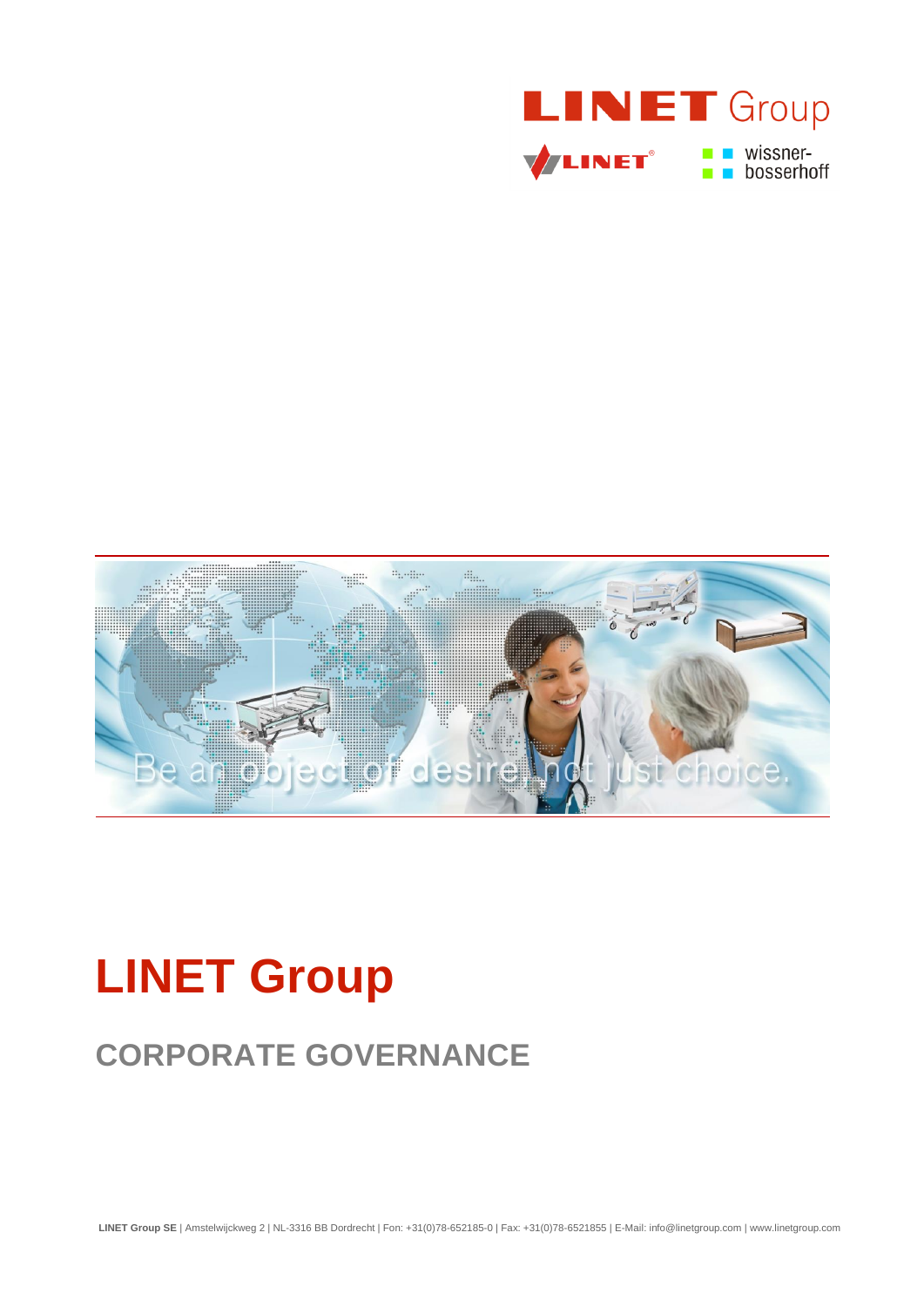# LINET Group

## CORPORATE GOVERNANCE

**LINET Group SE** | Amstelwijckweg 2 | NL-3316 BB Dordrecht | Fon: +31(0)78-652185-0 | Fax: +31(0)78-6521855 | E-Mail: info@linetgroup.com | www.linetgroup.com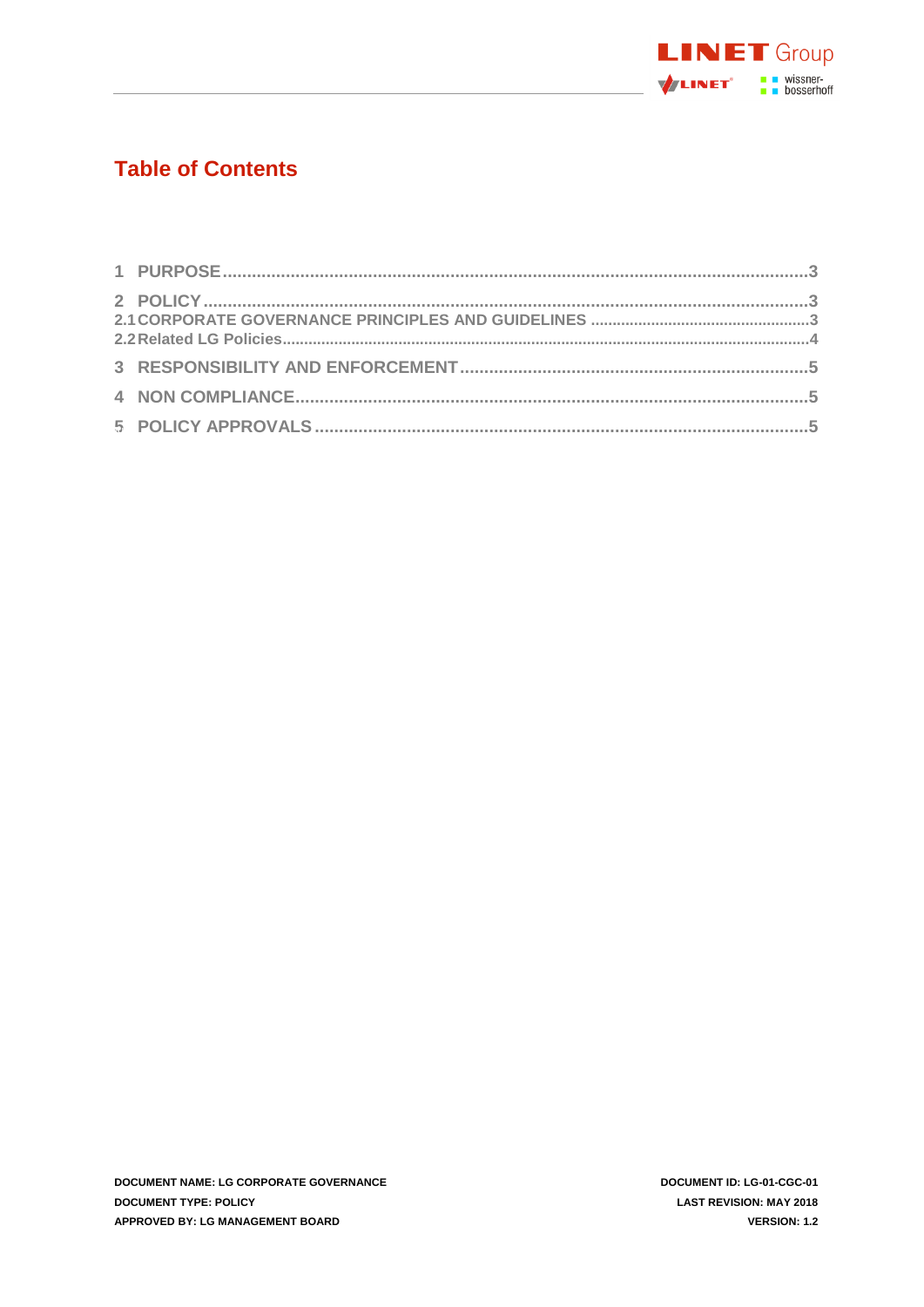# Table of Contents

| | |
|---|---|
| 1 PURPOSE | 3 |
| 2 POLICY | 3 |
| 2.1 CORPORATE GOVERNANCE PRINCIPLES AND GUIDELINES | 3 |
| 2.2 Related LG Policies | 4 |
| 3 RESPONSIBILITY AND ENFORCEMENT | 5 |
| 4 NON COMPLIANCE | 5 |
| 5 POLICY APPROVALS | 5 |

**DOCUMENT NAME: LG CORPORATE GOVERNANCE**
**DOCUMENT TYPE: POLICY**
**APPROVED BY: LG MANAGEMENT BOARD**

**DOCUMENT ID: LG-01-CGC-01**
**LAST REVISION: MAY 2018**
**VERSION: 1.2**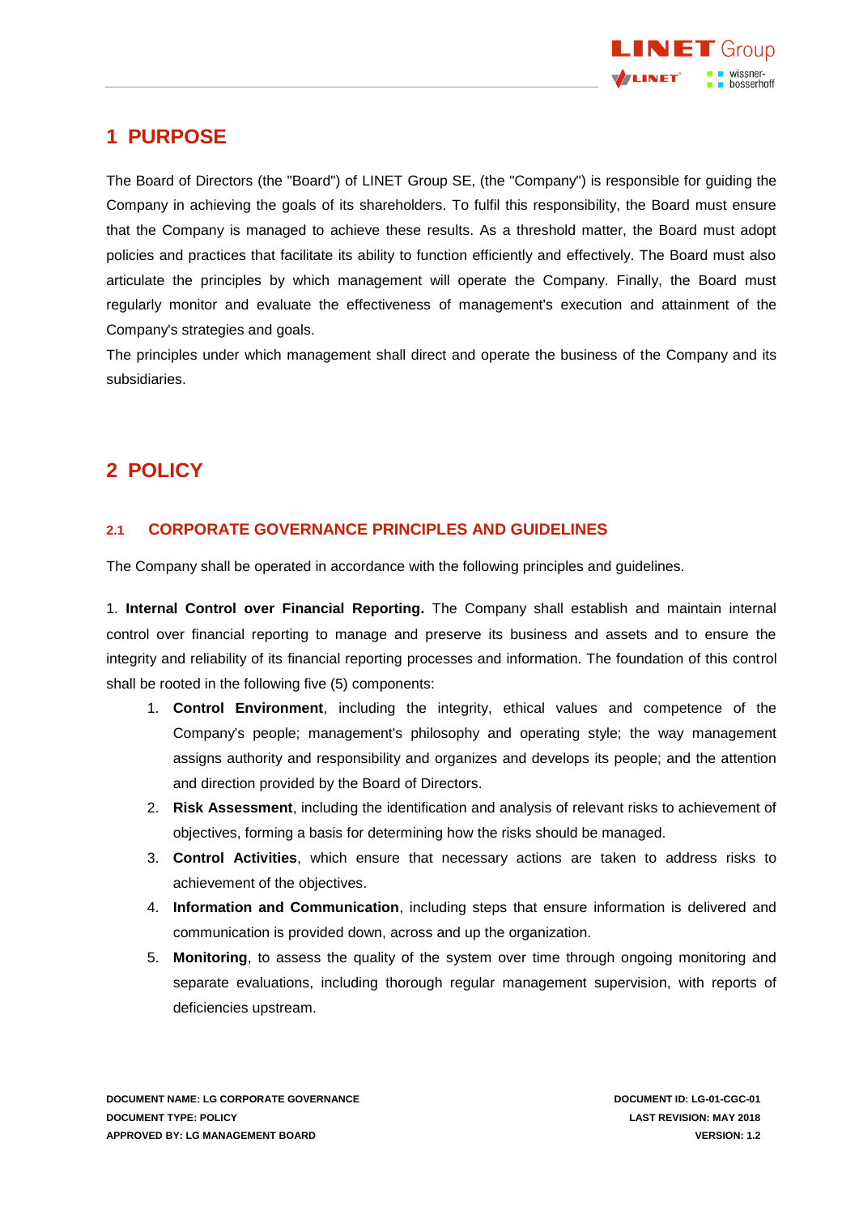# 1 PURPOSE

The Board of Directors (the "Board") of LINET Group SE, (the "Company") is responsible for guiding the Company in achieving the goals of its shareholders. To fulfil this responsibility, the Board must ensure that the Company is managed to achieve these results. As a threshold matter, the Board must adopt policies and practices that facilitate its ability to function efficiently and effectively. The Board must also articulate the principles by which management will operate the Company. Finally, the Board must regularly monitor and evaluate the effectiveness of management's execution and attainment of the Company's strategies and goals.

The principles under which management shall direct and operate the business of the Company and its subsidiaries.

# 2 POLICY

## 2.1 CORPORATE GOVERNANCE PRINCIPLES AND GUIDELINES

The Company shall be operated in accordance with the following principles and guidelines.

1. **Internal Control over Financial Reporting.** The Company shall establish and maintain internal control over financial reporting to manage and preserve its business and assets and to ensure the integrity and reliability of its financial reporting processes and information. The foundation of this control shall be rooted in the following five (5) components:

   1. **Control Environment**, including the integrity, ethical values and competence of the Company's people; management's philosophy and operating style; the way management assigns authority and responsibility and organizes and develops its people; and the attention and direction provided by the Board of Directors.
   2. **Risk Assessment**, including the identification and analysis of relevant risks to achievement of objectives, forming a basis for determining how the risks should be managed.
   3. **Control Activities**, which ensure that necessary actions are taken to address risks to achievement of the objectives.
   4. **Information and Communication**, including steps that ensure information is delivered and communication is provided down, across and up the organization.
   5. **Monitoring**, to assess the quality of the system over time through ongoing monitoring and separate evaluations, including thorough regular management supervision, with reports of deficiencies upstream.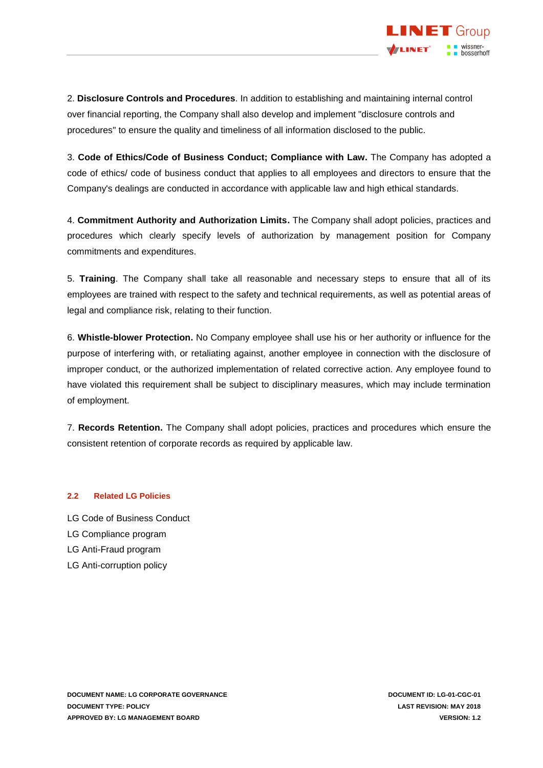2. **Disclosure Controls and Procedures**. In addition to establishing and maintaining internal control over financial reporting, the Company shall also develop and implement "disclosure controls and procedures" to ensure the quality and timeliness of all information disclosed to the public.

3. **Code of Ethics/Code of Business Conduct; Compliance with Law.** The Company has adopted a code of ethics/ code of business conduct that applies to all employees and directors to ensure that the Company's dealings are conducted in accordance with applicable law and high ethical standards.

4. **Commitment Authority and Authorization Limits.** The Company shall adopt policies, practices and procedures which clearly specify levels of authorization by management position for Company commitments and expenditures.

5. **Training**. The Company shall take all reasonable and necessary steps to ensure that all of its employees are trained with respect to the safety and technical requirements, as well as potential areas of legal and compliance risk, relating to their function.

6. **Whistle-blower Protection.** No Company employee shall use his or her authority or influence for the purpose of interfering with, or retaliating against, another employee in connection with the disclosure of improper conduct, or the authorized implementation of related corrective action. Any employee found to have violated this requirement shall be subject to disciplinary measures, which may include termination of employment.

7. **Records Retention.** The Company shall adopt policies, practices and procedures which ensure the consistent retention of corporate records as required by applicable law.

### 2.2 Related LG Policies

LG Code of Business Conduct
LG Compliance program
LG Anti-Fraud program
LG Anti-corruption policy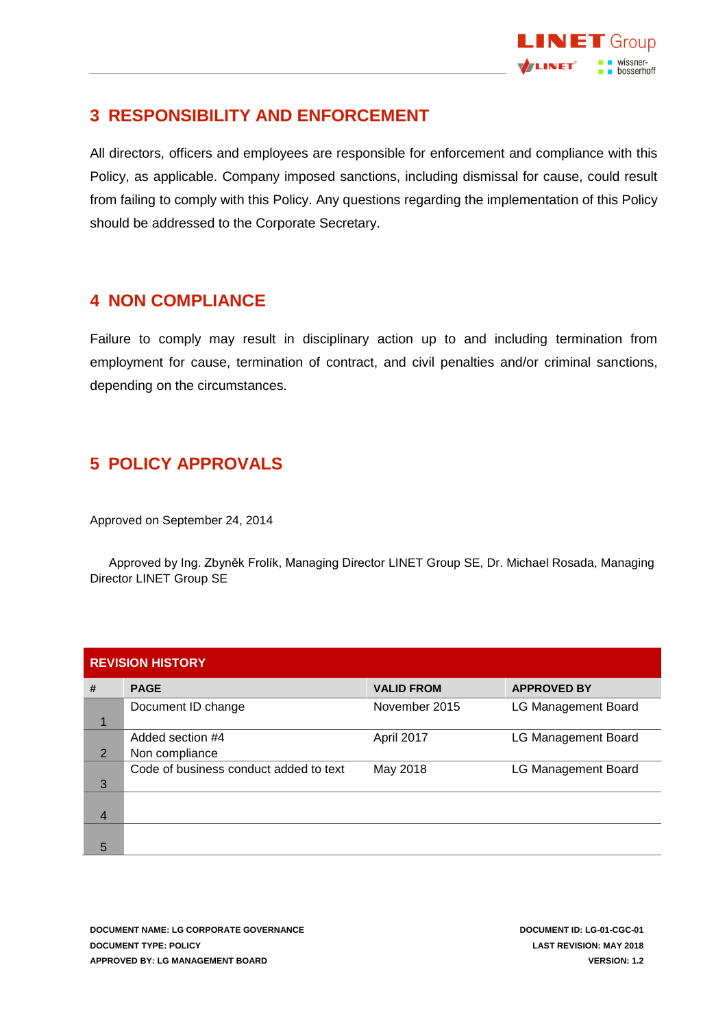## 3 RESPONSIBILITY AND ENFORCEMENT

All directors, officers and employees are responsible for enforcement and compliance with this Policy, as applicable. Company imposed sanctions, including dismissal for cause, could result from failing to comply with this Policy. Any questions regarding the implementation of this Policy should be addressed to the Corporate Secretary.

## 4 NON COMPLIANCE

Failure to comply may result in disciplinary action up to and including termination from employment for cause, termination of contract, and civil penalties and/or criminal sanctions, depending on the circumstances.

## 5 POLICY APPROVALS

Approved on September 24, 2014

Approved by Ing. Zbyněk Frolík, Managing Director LINET Group SE, Dr. Michael Rosada, Managing Director LINET Group SE

**REVISION HISTORY**

| # | PAGE | VALID FROM | APPROVED BY |
|---|---|---|---|
| 1 | Document ID change | November 2015 | LG Management Board |
| 2 | Added section #4 Non compliance | April 2017 | LG Management Board |
| 3 | Code of business conduct added to text | May 2018 | LG Management Board |
| 4 | | | |
| 5 | | | |

**DOCUMENT NAME: LG CORPORATE GOVERNANCE**
**DOCUMENT TYPE: POLICY**
**APPROVED BY: LG MANAGEMENT BOARD**

**DOCUMENT ID: LG-01-CGC-01**
**LAST REVISION: MAY 2018**
**VERSION: 1.2**